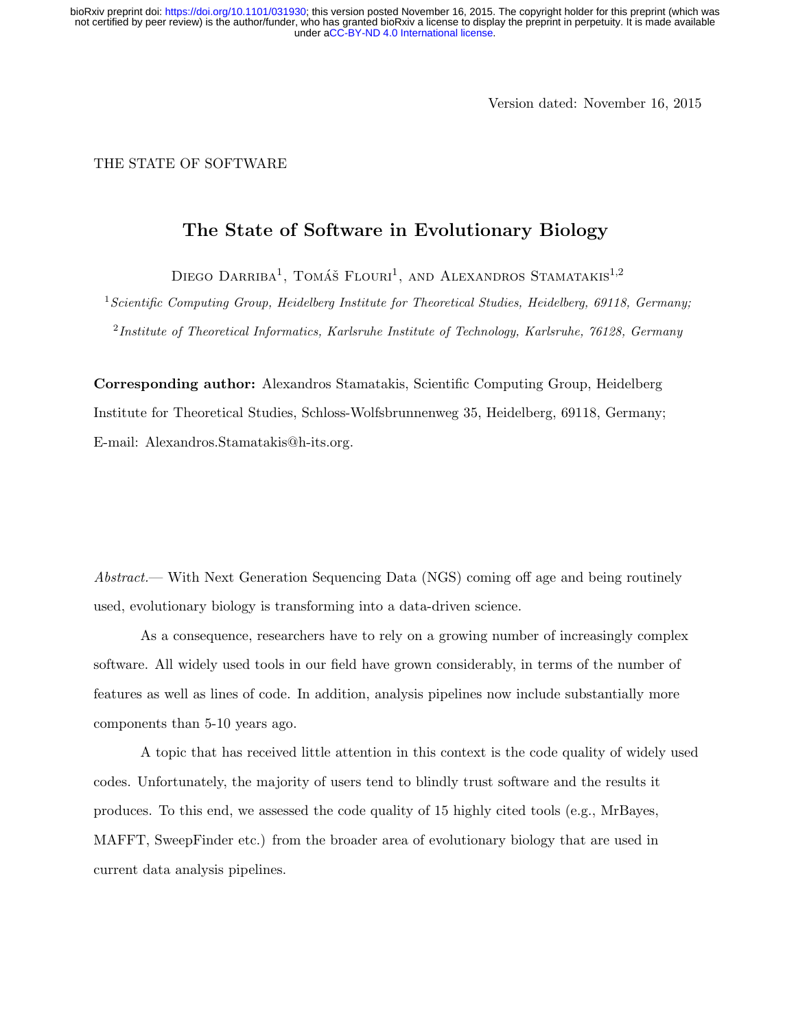Version dated: November 16, 2015

THE STATE OF SOFTWARE

# The State of Software in Evolutionary Biology

Diego Darriba[1], Tomáš Flouri[1], and Alexandros Stamatakis[1,2]

[1] *Scientific Computing Group, Heidelberg Institute for Theoretical Studies, Heidelberg, 69118, Germany;*

[2] *Institute of Theoretical Informatics, Karlsruhe Institute of Technology, Karlsruhe, 76128, Germany*

**Corresponding author:** Alexandros Stamatakis, Scientific Computing Group, Heidelberg Institute for Theoretical Studies, Schloss-Wolfsbrunnenweg 35, Heidelberg, 69118, Germany; E-mail: Alexandros.Stamatakis@h-its.org.

*Abstract.*— With Next Generation Sequencing Data (NGS) coming off age and being routinely used, evolutionary biology is transforming into a data-driven science.

As a consequence, researchers have to rely on a growing number of increasingly complex software. All widely used tools in our field have grown considerably, in terms of the number of features as well as lines of code. In addition, analysis pipelines now include substantially more components than 5-10 years ago.

A topic that has received little attention in this context is the code quality of widely used codes. Unfortunately, the majority of users tend to blindly trust software and the results it produces. To this end, we assessed the code quality of 15 highly cited tools (e.g., MrBayes, MAFFT, SweepFinder etc.) from the broader area of evolutionary biology that are used in current data analysis pipelines.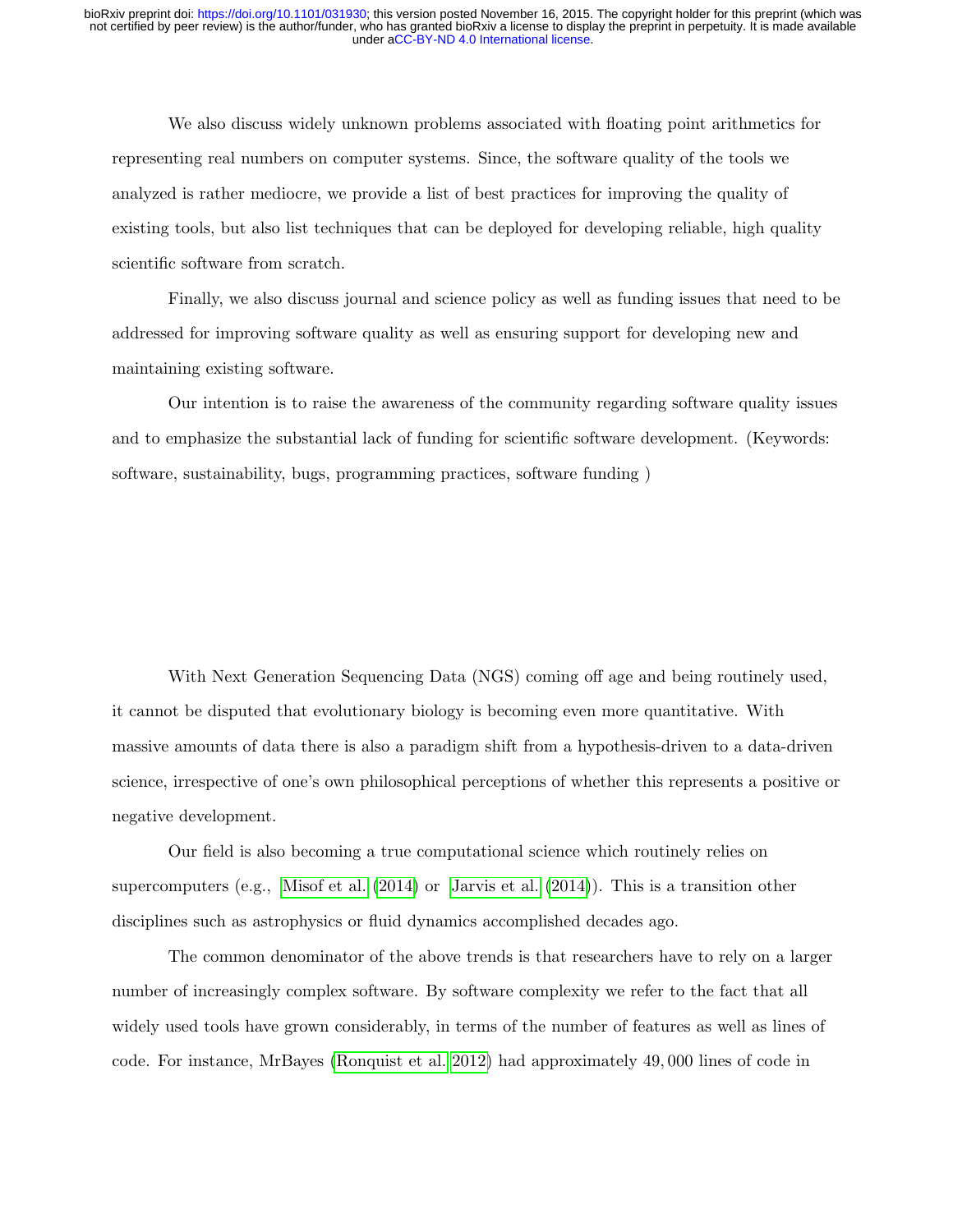We also discuss widely unknown problems associated with floating point arithmetics for representing real numbers on computer systems. Since, the software quality of the tools we analyzed is rather mediocre, we provide a list of best practices for improving the quality of existing tools, but also list techniques that can be deployed for developing reliable, high quality scientific software from scratch.

Finally, we also discuss journal and science policy as well as funding issues that need to be addressed for improving software quality as well as ensuring support for developing new and maintaining existing software.

Our intention is to raise the awareness of the community regarding software quality issues and to emphasize the substantial lack of funding for scientific software development. (Keywords: software, sustainability, bugs, programming practices, software funding )

With Next Generation Sequencing Data (NGS) coming off age and being routinely used, it cannot be disputed that evolutionary biology is becoming even more quantitative. With massive amounts of data there is also a paradigm shift from a hypothesis-driven to a data-driven science, irrespective of one's own philosophical perceptions of whether this represents a positive or negative development.

Our field is also becoming a true computational science which routinely relies on supercomputers (e.g., Misof et al. (2014) or Jarvis et al. (2014)). This is a transition other disciplines such as astrophysics or fluid dynamics accomplished decades ago.

The common denominator of the above trends is that researchers have to rely on a larger number of increasingly complex software. By software complexity we refer to the fact that all widely used tools have grown considerably, in terms of the number of features as well as lines of code. For instance, MrBayes (Ronquist et al. 2012) had approximately 49,000 lines of code in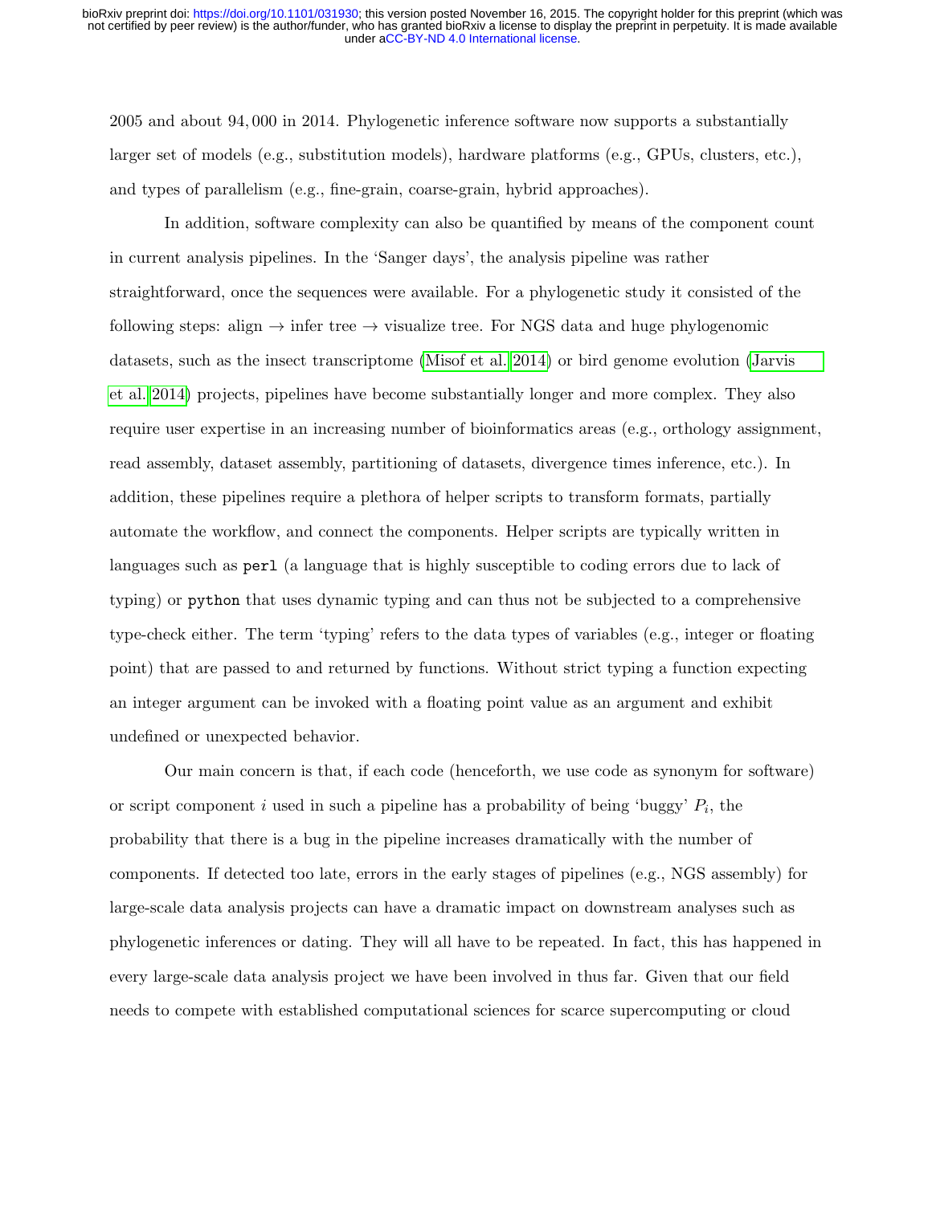2005 and about 94,000 in 2014. Phylogenetic inference software now supports a substantially larger set of models (e.g., substitution models), hardware platforms (e.g., GPUs, clusters, etc.), and types of parallelism (e.g., fine-grain, coarse-grain, hybrid approaches).

In addition, software complexity can also be quantified by means of the component count in current analysis pipelines. In the 'Sanger days', the analysis pipeline was rather straightforward, once the sequences were available. For a phylogenetic study it consisted of the following steps: align → infer tree → visualize tree. For NGS data and huge phylogenomic datasets, such as the insect transcriptome (Misof et al. 2014) or bird genome evolution (Jarvis et al. 2014) projects, pipelines have become substantially longer and more complex. They also require user expertise in an increasing number of bioinformatics areas (e.g., orthology assignment, read assembly, dataset assembly, partitioning of datasets, divergence times inference, etc.). In addition, these pipelines require a plethora of helper scripts to transform formats, partially automate the workflow, and connect the components. Helper scripts are typically written in languages such as `perl` (a language that is highly susceptible to coding errors due to lack of typing) or `python` that uses dynamic typing and can thus not be subjected to a comprehensive type-check either. The term 'typing' refers to the data types of variables (e.g., integer or floating point) that are passed to and returned by functions. Without strict typing a function expecting an integer argument can be invoked with a floating point value as an argument and exhibit undefined or unexpected behavior.

Our main concern is that, if each code (henceforth, we use code as synonym for software) or script component $i$ used in such a pipeline has a probability of being 'buggy' $P_i$, the probability that there is a bug in the pipeline increases dramatically with the number of components. If detected too late, errors in the early stages of pipelines (e.g., NGS assembly) for large-scale data analysis projects can have a dramatic impact on downstream analyses such as phylogenetic inferences or dating. They will all have to be repeated. In fact, this has happened in every large-scale data analysis project we have been involved in thus far. Given that our field needs to compete with established computational sciences for scarce supercomputing or cloud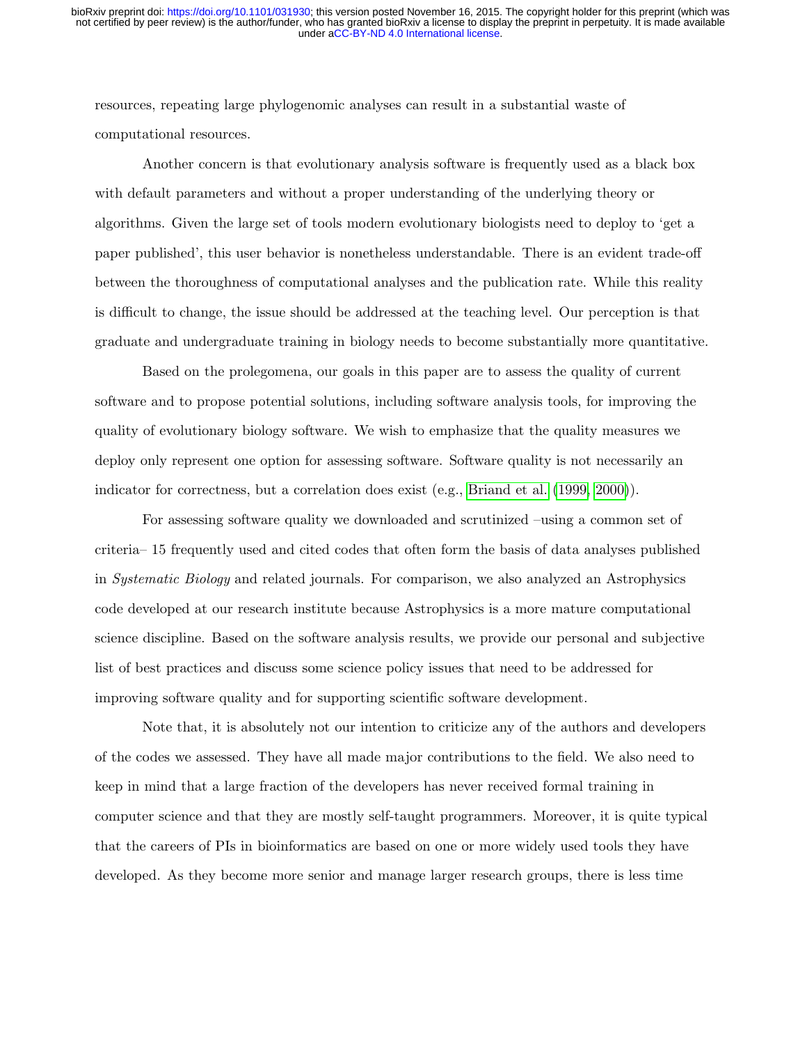resources, repeating large phylogenomic analyses can result in a substantial waste of computational resources.

Another concern is that evolutionary analysis software is frequently used as a black box with default parameters and without a proper understanding of the underlying theory or algorithms. Given the large set of tools modern evolutionary biologists need to deploy to 'get a paper published', this user behavior is nonetheless understandable. There is an evident trade-off between the thoroughness of computational analyses and the publication rate. While this reality is difficult to change, the issue should be addressed at the teaching level. Our perception is that graduate and undergraduate training in biology needs to become substantially more quantitative.

Based on the prolegomena, our goals in this paper are to assess the quality of current software and to propose potential solutions, including software analysis tools, for improving the quality of evolutionary biology software. We wish to emphasize that the quality measures we deploy only represent one option for assessing software. Software quality is not necessarily an indicator for correctness, but a correlation does exist (e.g., Briand et al. (1999, 2000)).

For assessing software quality we downloaded and scrutinized –using a common set of criteria– 15 frequently used and cited codes that often form the basis of data analyses published in *Systematic Biology* and related journals. For comparison, we also analyzed an Astrophysics code developed at our research institute because Astrophysics is a more mature computational science discipline. Based on the software analysis results, we provide our personal and subjective list of best practices and discuss some science policy issues that need to be addressed for improving software quality and for supporting scientific software development.

Note that, it is absolutely not our intention to criticize any of the authors and developers of the codes we assessed. They have all made major contributions to the field. We also need to keep in mind that a large fraction of the developers has never received formal training in computer science and that they are mostly self-taught programmers. Moreover, it is quite typical that the careers of PIs in bioinformatics are based on one or more widely used tools they have developed. As they become more senior and manage larger research groups, there is less time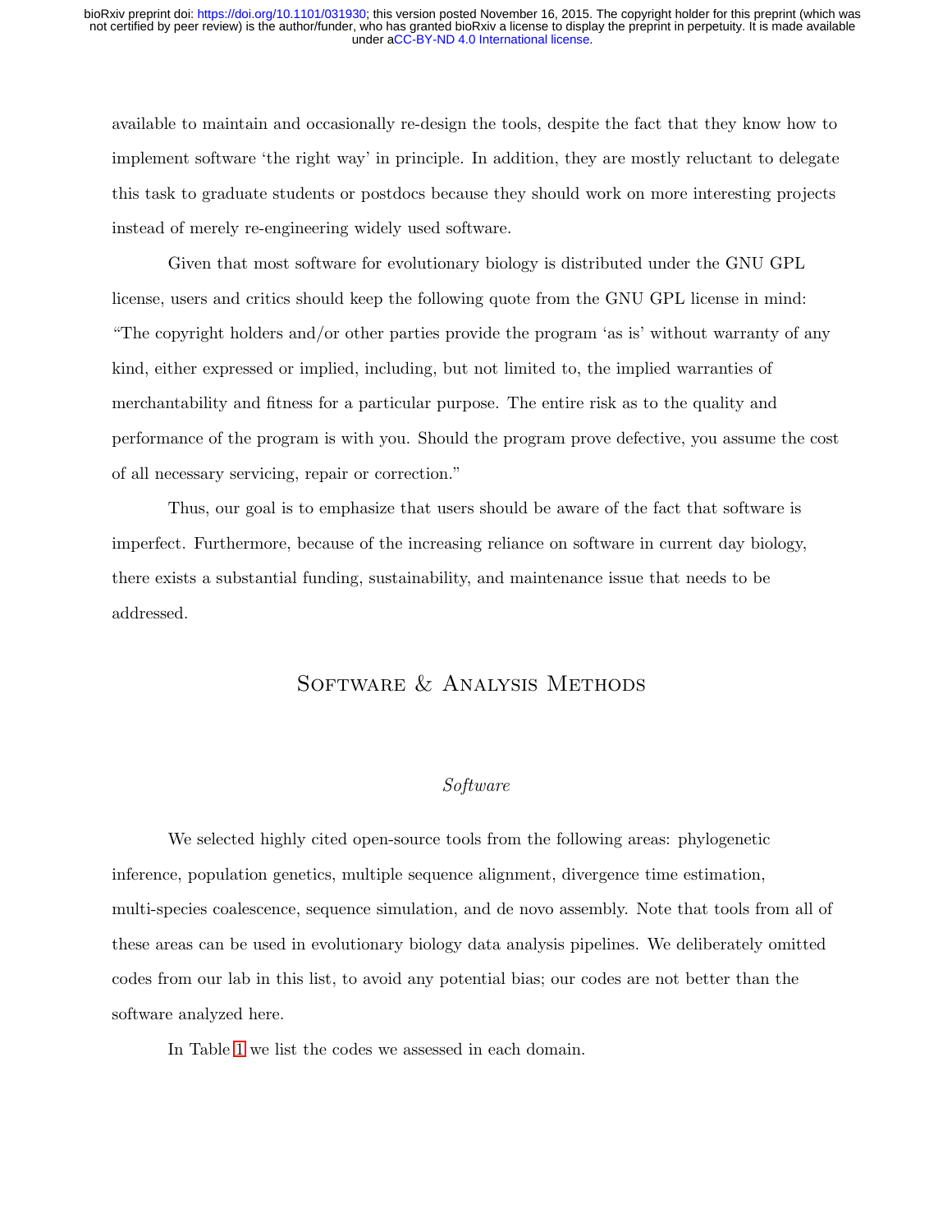available to maintain and occasionally re-design the tools, despite the fact that they know how to implement software 'the right way' in principle. In addition, they are mostly reluctant to delegate this task to graduate students or postdocs because they should work on more interesting projects instead of merely re-engineering widely used software.

Given that most software for evolutionary biology is distributed under the GNU GPL license, users and critics should keep the following quote from the GNU GPL license in mind: "The copyright holders and/or other parties provide the program 'as is' without warranty of any kind, either expressed or implied, including, but not limited to, the implied warranties of merchantability and fitness for a particular purpose. The entire risk as to the quality and performance of the program is with you. Should the program prove defective, you assume the cost of all necessary servicing, repair or correction."

Thus, our goal is to emphasize that users should be aware of the fact that software is imperfect. Furthermore, because of the increasing reliance on software in current day biology, there exists a substantial funding, sustainability, and maintenance issue that needs to be addressed.

## Software & Analysis Methods

### *Software*

We selected highly cited open-source tools from the following areas: phylogenetic inference, population genetics, multiple sequence alignment, divergence time estimation, multi-species coalescence, sequence simulation, and de novo assembly. Note that tools from all of these areas can be used in evolutionary biology data analysis pipelines. We deliberately omitted codes from our lab in this list, to avoid any potential bias; our codes are not better than the software analyzed here.

In Table 1 we list the codes we assessed in each domain.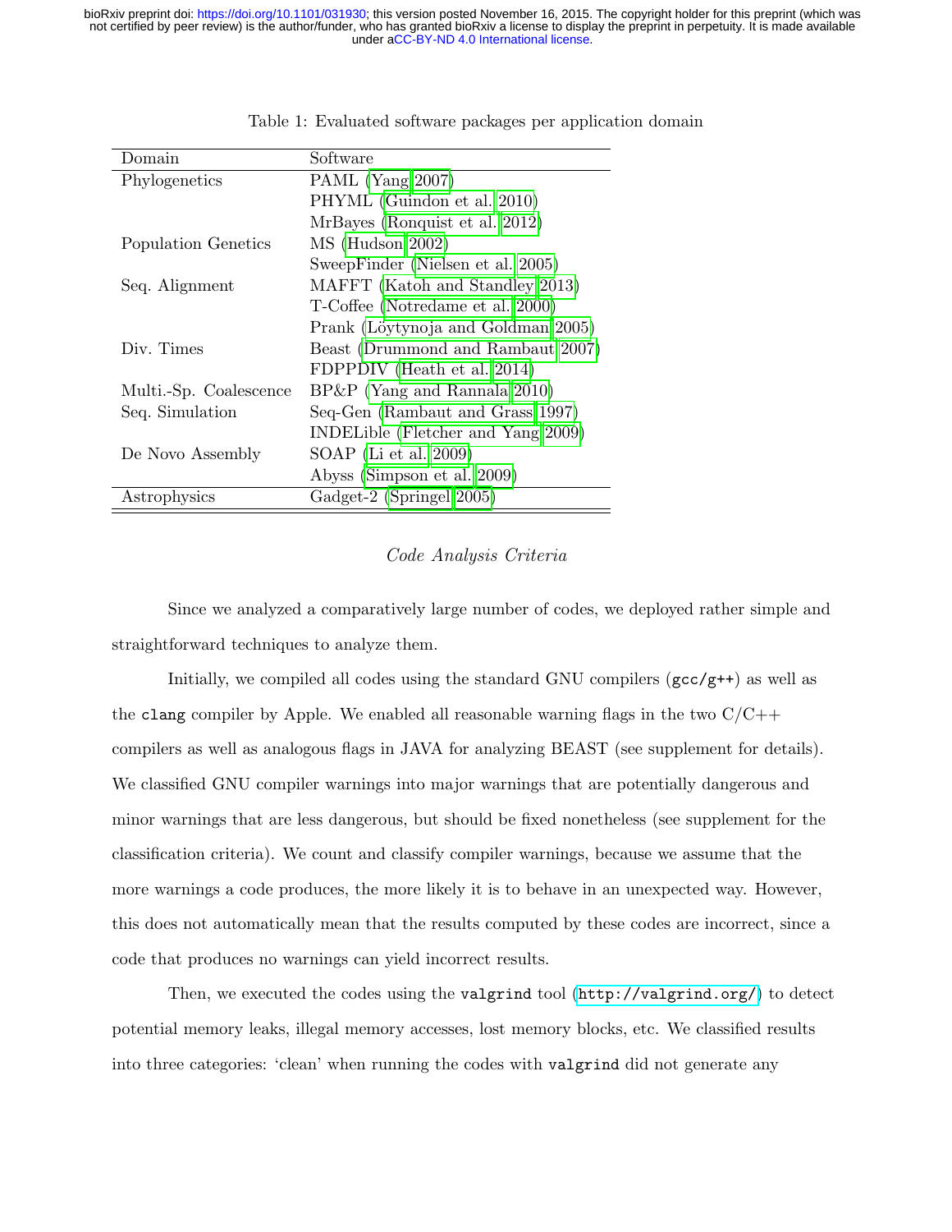Table 1: Evaluated software packages per application domain

| Domain | Software |
|---|---|
| Phylogenetics | PAML (Yang 2007) |
| | PHYML (Guindon et al. 2010) |
| | MrBayes (Ronquist et al. 2012) |
| Population Genetics | MS (Hudson 2002) |
| | SweepFinder (Nielsen et al. 2005) |
| Seq. Alignment | MAFFT (Katoh and Standley 2013) |
| | T-Coffee (Notredame et al. 2000) |
| | Prank (Löytynoja and Goldman 2005) |
| Div. Times | Beast (Drummond and Rambaut 2007) |
| | FDPPDIV (Heath et al. 2014) |
| Multi.-Sp. Coalescence | BP&P (Yang and Rannala 2010) |
| Seq. Simulation | Seq-Gen (Rambaut and Grass 1997) |
| | INDELible (Fletcher and Yang 2009) |
| De Novo Assembly | SOAP (Li et al. 2009) |
| | Abyss (Simpson et al. 2009) |
| Astrophysics | Gadget-2 (Springel 2005) |

*Code Analysis Criteria*

Since we analyzed a comparatively large number of codes, we deployed rather simple and straightforward techniques to analyze them.

Initially, we compiled all codes using the standard GNU compilers (`gcc/g++`) as well as the `clang` compiler by Apple. We enabled all reasonable warning flags in the two C/C++ compilers as well as analogous flags in JAVA for analyzing BEAST (see supplement for details). We classified GNU compiler warnings into major warnings that are potentially dangerous and minor warnings that are less dangerous, but should be fixed nonetheless (see supplement for the classification criteria). We count and classify compiler warnings, because we assume that the more warnings a code produces, the more likely it is to behave in an unexpected way. However, this does not automatically mean that the results computed by these codes are incorrect, since a code that produces no warnings can yield incorrect results.

Then, we executed the codes using the `valgrind` tool (http://valgrind.org/) to detect potential memory leaks, illegal memory accesses, lost memory blocks, etc. We classified results into three categories: 'clean' when running the codes with `valgrind` did not generate any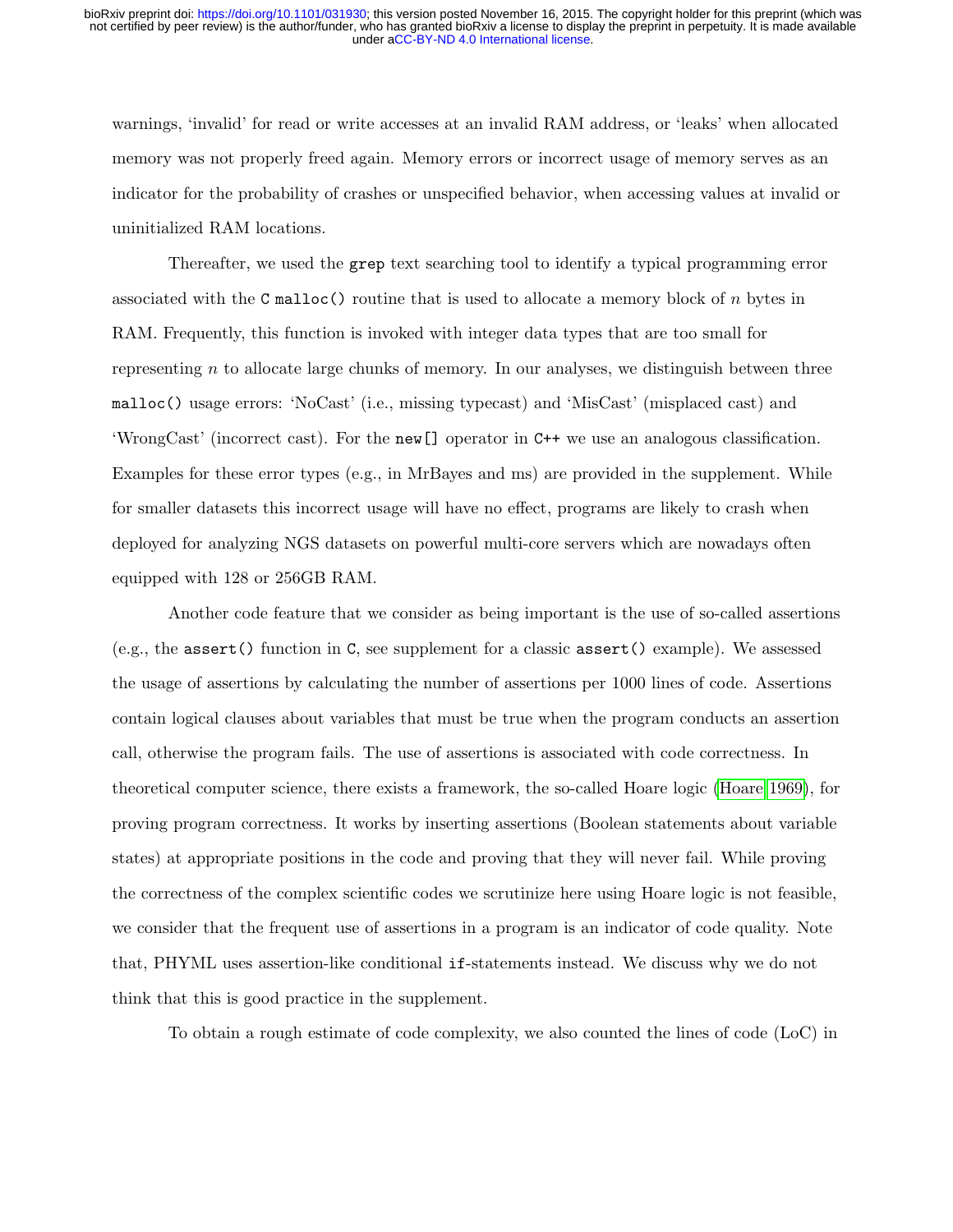warnings, 'invalid' for read or write accesses at an invalid RAM address, or 'leaks' when allocated memory was not properly freed again. Memory errors or incorrect usage of memory serves as an indicator for the probability of crashes or unspecified behavior, when accessing values at invalid or uninitialized RAM locations.

Thereafter, we used the `grep` text searching tool to identify a typical programming error associated with the `C` `malloc()` routine that is used to allocate a memory block of $n$ bytes in RAM. Frequently, this function is invoked with integer data types that are too small for representing $n$ to allocate large chunks of memory. In our analyses, we distinguish between three `malloc()` usage errors: 'NoCast' (i.e., missing typecast) and 'MisCast' (misplaced cast) and 'WrongCast' (incorrect cast). For the `new[]` operator in `C++` we use an analogous classification. Examples for these error types (e.g., in MrBayes and ms) are provided in the supplement. While for smaller datasets this incorrect usage will have no effect, programs are likely to crash when deployed for analyzing NGS datasets on powerful multi-core servers which are nowadays often equipped with 128 or 256GB RAM.

Another code feature that we consider as being important is the use of so-called assertions (e.g., the `assert()` function in `C`, see supplement for a classic `assert()` example). We assessed the usage of assertions by calculating the number of assertions per 1000 lines of code. Assertions contain logical clauses about variables that must be true when the program conducts an assertion call, otherwise the program fails. The use of assertions is associated with code correctness. In theoretical computer science, there exists a framework, the so-called Hoare logic (Hoare 1969), for proving program correctness. It works by inserting assertions (Boolean statements about variable states) at appropriate positions in the code and proving that they will never fail. While proving the correctness of the complex scientific codes we scrutinize here using Hoare logic is not feasible, we consider that the frequent use of assertions in a program is an indicator of code quality. Note that, PHYML uses assertion-like conditional `if`-statements instead. We discuss why we do not think that this is good practice in the supplement.

To obtain a rough estimate of code complexity, we also counted the lines of code (LoC) in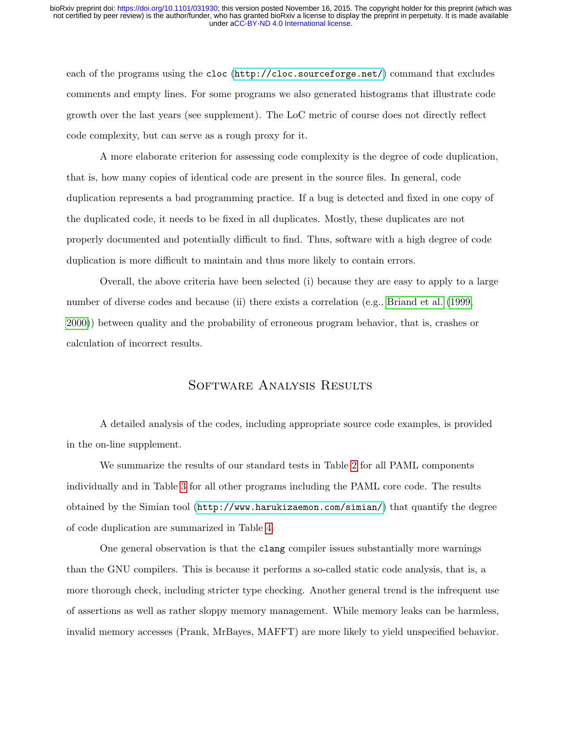each of the programs using the cloc (http://cloc.sourceforge.net/) command that excludes comments and empty lines. For some programs we also generated histograms that illustrate code growth over the last years (see supplement). The LoC metric of course does not directly reflect code complexity, but can serve as a rough proxy for it.

A more elaborate criterion for assessing code complexity is the degree of code duplication, that is, how many copies of identical code are present in the source files. In general, code duplication represents a bad programming practice. If a bug is detected and fixed in one copy of the duplicated code, it needs to be fixed in all duplicates. Mostly, these duplicates are not properly documented and potentially difficult to find. Thus, software with a high degree of code duplication is more difficult to maintain and thus more likely to contain errors.

Overall, the above criteria have been selected (i) because they are easy to apply to a large number of diverse codes and because (ii) there exists a correlation (e.g., Briand et al. (1999, 2000)) between quality and the probability of erroneous program behavior, that is, crashes or calculation of incorrect results.

## Software Analysis Results

A detailed analysis of the codes, including appropriate source code examples, is provided in the on-line supplement.

We summarize the results of our standard tests in Table 2 for all PAML components individually and in Table 3 for all other programs including the PAML core code. The results obtained by the Simian tool (http://www.harukizaemon.com/simian/) that quantify the degree of code duplication are summarized in Table 4.

One general observation is that the clang compiler issues substantially more warnings than the GNU compilers. This is because it performs a so-called static code analysis, that is, a more thorough check, including stricter type checking. Another general trend is the infrequent use of assertions as well as rather sloppy memory management. While memory leaks can be harmless, invalid memory accesses (Prank, MrBayes, MAFFT) are more likely to yield unspecified behavior.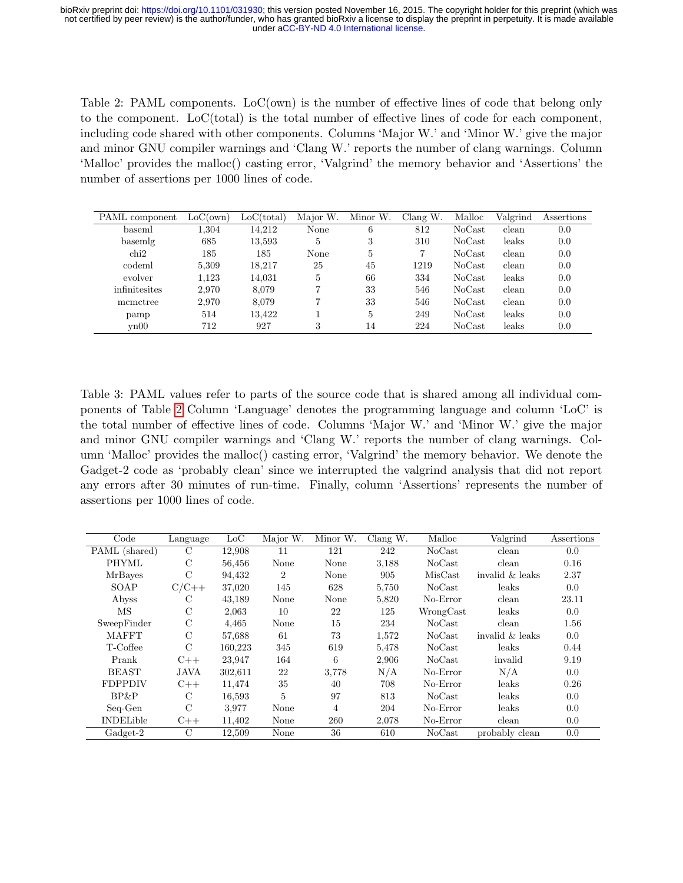Table 2: PAML components. LoC(own) is the number of effective lines of code that belong only to the component. LoC(total) is the total number of effective lines of code for each component, including code shared with other components. Columns 'Major W.' and 'Minor W.' give the major and minor GNU compiler warnings and 'Clang W.' reports the number of clang warnings. Column 'Malloc' provides the malloc() casting error, 'Valgrind' the memory behavior and 'Assertions' the number of assertions per 1000 lines of code.

| PAML component | LoC(own) | LoC(total) | Major W. | Minor W. | Clang W. | Malloc | Valgrind | Assertions |
|---|---|---|---|---|---|---|---|---|
| baseml | 1,304 | 14,212 | None | 6 | 812 | NoCast | clean | 0.0 |
| basemlg | 685 | 13,593 | 5 | 3 | 310 | NoCast | leaks | 0.0 |
| chi2 | 185 | 185 | None | 5 | 7 | NoCast | clean | 0.0 |
| codeml | 5,309 | 18,217 | 25 | 45 | 1219 | NoCast | clean | 0.0 |
| evolver | 1,123 | 14,031 | 5 | 66 | 334 | NoCast | leaks | 0.0 |
| infinitesites | 2,970 | 8,079 | 7 | 33 | 546 | NoCast | clean | 0.0 |
| mcmctree | 2,970 | 8,079 | 7 | 33 | 546 | NoCast | clean | 0.0 |
| pamp | 514 | 13,422 | 1 | 5 | 249 | NoCast | leaks | 0.0 |
| yn00 | 712 | 927 | 3 | 14 | 224 | NoCast | leaks | 0.0 |

Table 3: PAML values refer to parts of the source code that is shared among all individual components of Table 2 Column 'Language' denotes the programming language and column 'LoC' is the total number of effective lines of code. Columns 'Major W.' and 'Minor W.' give the major and minor GNU compiler warnings and 'Clang W.' reports the number of clang warnings. Column 'Malloc' provides the malloc() casting error, 'Valgrind' the memory behavior. We denote the Gadget-2 code as 'probably clean' since we interrupted the valgrind analysis that did not report any errors after 30 minutes of run-time. Finally, column 'Assertions' represents the number of assertions per 1000 lines of code.

| Code | Language | LoC | Major W. | Minor W. | Clang W. | Malloc | Valgrind | Assertions |
|---|---|---|---|---|---|---|---|---|
| PAML (shared) | C | 12,908 | 11 | 121 | 242 | NoCast | clean | 0.0 |
| PHYML | C | 56,456 | None | None | 3,188 | NoCast | clean | 0.16 |
| MrBayes | C | 94,432 | 2 | None | 905 | MisCast | invalid & leaks | 2.37 |
| SOAP | C/C++ | 37,020 | 145 | 628 | 5,750 | NoCast | leaks | 0.0 |
| Abyss | C | 43,189 | None | None | 5,820 | No-Error | clean | 23.11 |
| MS | C | 2,063 | 10 | 22 | 125 | WrongCast | leaks | 0.0 |
| SweepFinder | C | 4,465 | None | 15 | 234 | NoCast | clean | 1.56 |
| MAFFT | C | 57,688 | 61 | 73 | 1,572 | NoCast | invalid & leaks | 0.0 |
| T-Coffee | C | 160,223 | 345 | 619 | 5,478 | NoCast | leaks | 0.44 |
| Prank | C++ | 23,947 | 164 | 6 | 2,906 | NoCast | invalid | 9.19 |
| BEAST | JAVA | 302,611 | 22 | 3,778 | N/A | No-Error | N/A | 0.0 |
| FDPPDIV | C++ | 11,474 | 35 | 40 | 708 | No-Error | leaks | 0.26 |
| BP&P | C | 16,593 | 5 | 97 | 813 | NoCast | leaks | 0.0 |
| Seq-Gen | C | 3,977 | None | 4 | 204 | No-Error | leaks | 0.0 |
| INDELible | C++ | 11,402 | None | 260 | 2,078 | No-Error | clean | 0.0 |
| Gadget-2 | C | 12,509 | None | 36 | 610 | NoCast | probably clean | 0.0 |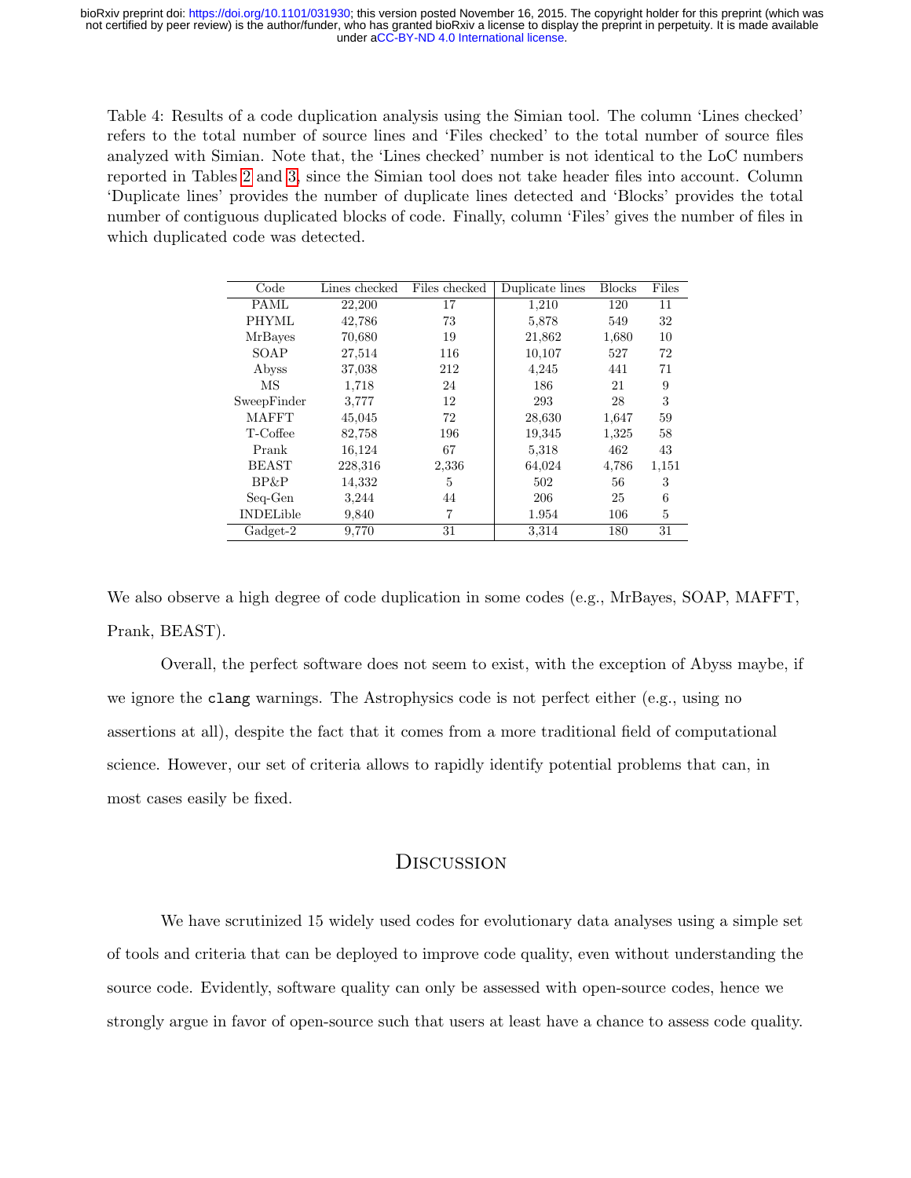Table 4: Results of a code duplication analysis using the Simian tool. The column 'Lines checked' refers to the total number of source lines and 'Files checked' to the total number of source files analyzed with Simian. Note that, the 'Lines checked' number is not identical to the LoC numbers reported in Tables 2 and 3, since the Simian tool does not take header files into account. Column 'Duplicate lines' provides the number of duplicate lines detected and 'Blocks' provides the total number of contiguous duplicated blocks of code. Finally, column 'Files' gives the number of files in which duplicated code was detected.

| Code | Lines checked | Files checked | Duplicate lines | Blocks | Files |
|---|---|---|---|---|---|
| PAML | 22,200 | 17 | 1,210 | 120 | 11 |
| PHYML | 42,786 | 73 | 5,878 | 549 | 32 |
| MrBayes | 70,680 | 19 | 21,862 | 1,680 | 10 |
| SOAP | 27,514 | 116 | 10,107 | 527 | 72 |
| Abyss | 37,038 | 212 | 4,245 | 441 | 71 |
| MS | 1,718 | 24 | 186 | 21 | 9 |
| SweepFinder | 3,777 | 12 | 293 | 28 | 3 |
| MAFFT | 45,045 | 72 | 28,630 | 1,647 | 59 |
| T-Coffee | 82,758 | 196 | 19,345 | 1,325 | 58 |
| Prank | 16,124 | 67 | 5,318 | 462 | 43 |
| BEAST | 228,316 | 2,336 | 64,024 | 4,786 | 1,151 |
| BP&P | 14,332 | 5 | 502 | 56 | 3 |
| Seq-Gen | 3,244 | 44 | 206 | 25 | 6 |
| INDELible | 9,840 | 7 | 1.954 | 106 | 5 |
| Gadget-2 | 9,770 | 31 | 3,314 | 180 | 31 |

We also observe a high degree of code duplication in some codes (e.g., MrBayes, SOAP, MAFFT, Prank, BEAST).

Overall, the perfect software does not seem to exist, with the exception of Abyss maybe, if we ignore the `clang` warnings. The Astrophysics code is not perfect either (e.g., using no assertions at all), despite the fact that it comes from a more traditional field of computational science. However, our set of criteria allows to rapidly identify potential problems that can, in most cases easily be fixed.

## Discussion

We have scrutinized 15 widely used codes for evolutionary data analyses using a simple set of tools and criteria that can be deployed to improve code quality, even without understanding the source code. Evidently, software quality can only be assessed with open-source codes, hence we strongly argue in favor of open-source such that users at least have a chance to assess code quality.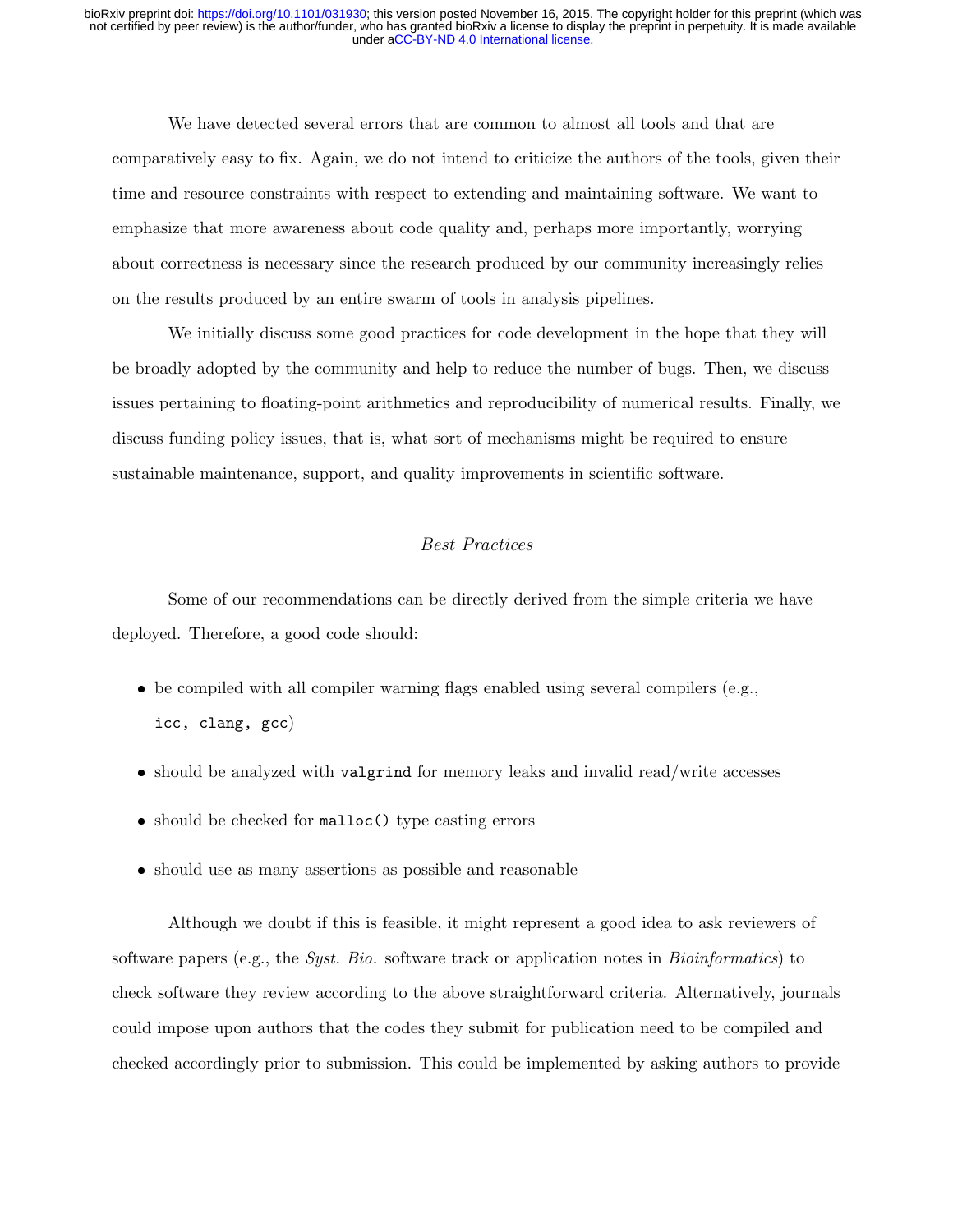We have detected several errors that are common to almost all tools and that are comparatively easy to fix. Again, we do not intend to criticize the authors of the tools, given their time and resource constraints with respect to extending and maintaining software. We want to emphasize that more awareness about code quality and, perhaps more importantly, worrying about correctness is necessary since the research produced by our community increasingly relies on the results produced by an entire swarm of tools in analysis pipelines.

We initially discuss some good practices for code development in the hope that they will be broadly adopted by the community and help to reduce the number of bugs. Then, we discuss issues pertaining to floating-point arithmetics and reproducibility of numerical results. Finally, we discuss funding policy issues, that is, what sort of mechanisms might be required to ensure sustainable maintenance, support, and quality improvements in scientific software.

## *Best Practices*

Some of our recommendations can be directly derived from the simple criteria we have deployed. Therefore, a good code should:

- be compiled with all compiler warning flags enabled using several compilers (e.g., `icc, clang, gcc`)
- should be analyzed with `valgrind` for memory leaks and invalid read/write accesses
- should be checked for `malloc()` type casting errors
- should use as many assertions as possible and reasonable

Although we doubt if this is feasible, it might represent a good idea to ask reviewers of software papers (e.g., the *Syst. Bio.* software track or application notes in *Bioinformatics*) to check software they review according to the above straightforward criteria. Alternatively, journals could impose upon authors that the codes they submit for publication need to be compiled and checked accordingly prior to submission. This could be implemented by asking authors to provide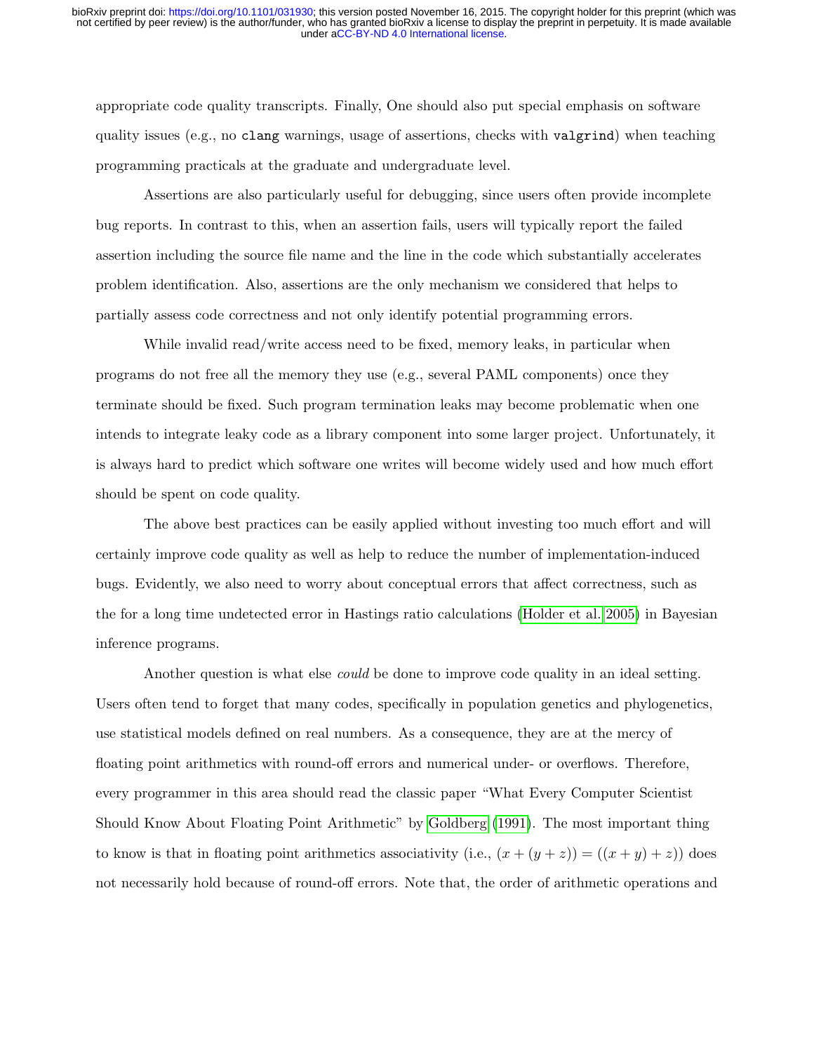appropriate code quality transcripts. Finally, One should also put special emphasis on software quality issues (e.g., no `clang` warnings, usage of assertions, checks with `valgrind`) when teaching programming practicals at the graduate and undergraduate level.

Assertions are also particularly useful for debugging, since users often provide incomplete bug reports. In contrast to this, when an assertion fails, users will typically report the failed assertion including the source file name and the line in the code which substantially accelerates problem identification. Also, assertions are the only mechanism we considered that helps to partially assess code correctness and not only identify potential programming errors.

While invalid read/write access need to be fixed, memory leaks, in particular when programs do not free all the memory they use (e.g., several PAML components) once they terminate should be fixed. Such program termination leaks may become problematic when one intends to integrate leaky code as a library component into some larger project. Unfortunately, it is always hard to predict which software one writes will become widely used and how much effort should be spent on code quality.

The above best practices can be easily applied without investing too much effort and will certainly improve code quality as well as help to reduce the number of implementation-induced bugs. Evidently, we also need to worry about conceptual errors that affect correctness, such as the for a long time undetected error in Hastings ratio calculations (Holder et al. 2005) in Bayesian inference programs.

Another question is what else *could* be done to improve code quality in an ideal setting. Users often tend to forget that many codes, specifically in population genetics and phylogenetics, use statistical models defined on real numbers. As a consequence, they are at the mercy of floating point arithmetics with round-off errors and numerical under- or overflows. Therefore, every programmer in this area should read the classic paper "What Every Computer Scientist Should Know About Floating Point Arithmetic" by Goldberg (1991). The most important thing to know is that in floating point arithmetics associativity (i.e., $(x + (y + z)) = ((x + y) + z))$ does not necessarily hold because of round-off errors. Note that, the order of arithmetic operations and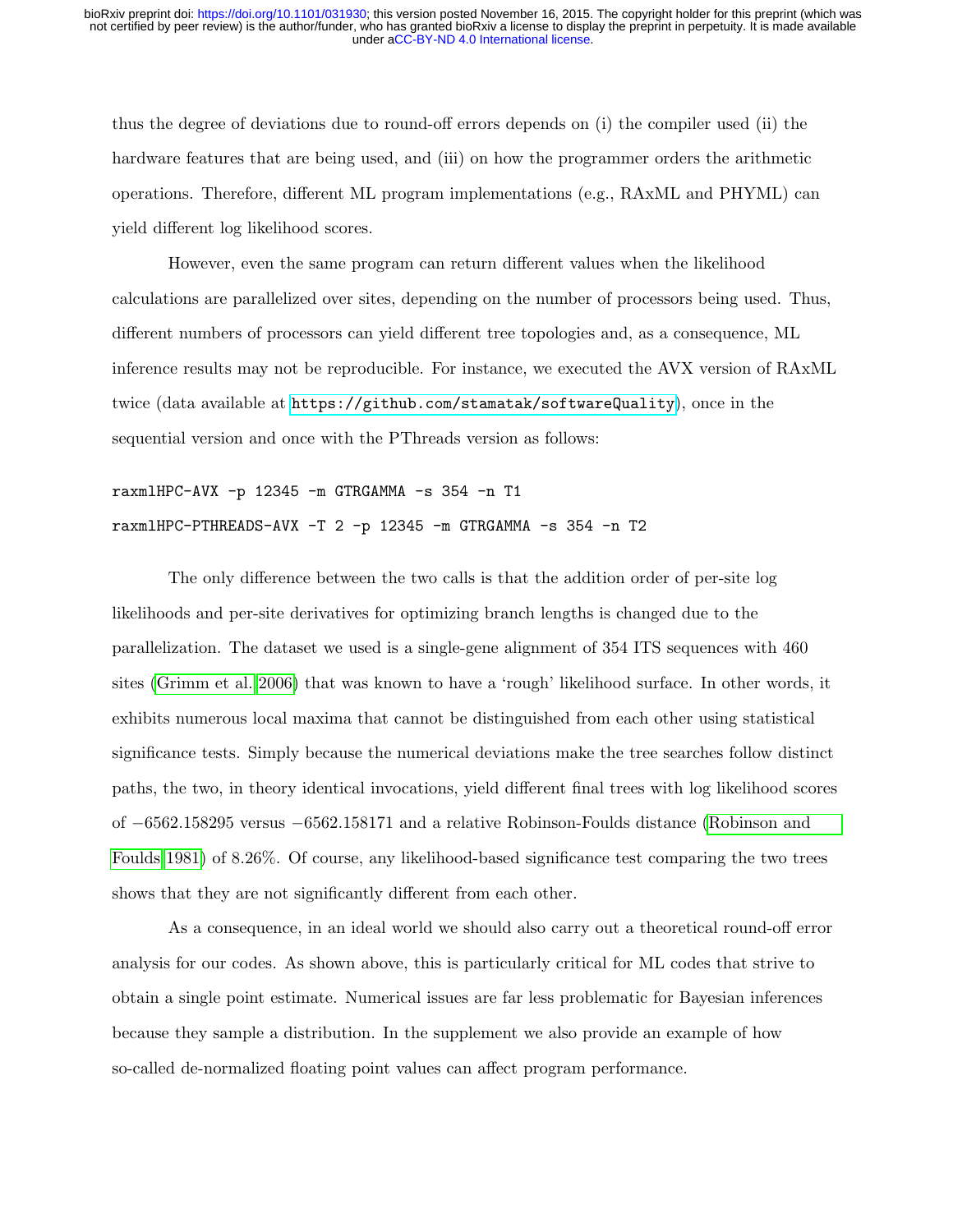thus the degree of deviations due to round-off errors depends on (i) the compiler used (ii) the hardware features that are being used, and (iii) on how the programmer orders the arithmetic operations. Therefore, different ML program implementations (e.g., RAxML and PHYML) can yield different log likelihood scores.

However, even the same program can return different values when the likelihood calculations are parallelized over sites, depending on the number of processors being used. Thus, different numbers of processors can yield different tree topologies and, as a consequence, ML inference results may not be reproducible. For instance, we executed the AVX version of RAxML twice (data available at https://github.com/stamatak/softwareQuality), once in the sequential version and once with the PThreads version as follows:

```
raxmlHPC-AVX -p 12345 -m GTRGAMMA -s 354 -n T1
raxmlHPC-PTHREADS-AVX -T 2 -p 12345 -m GTRGAMMA -s 354 -n T2
```

The only difference between the two calls is that the addition order of per-site log likelihoods and per-site derivatives for optimizing branch lengths is changed due to the parallelization. The dataset we used is a single-gene alignment of 354 ITS sequences with 460 sites (Grimm et al. 2006) that was known to have a 'rough' likelihood surface. In other words, it exhibits numerous local maxima that cannot be distinguished from each other using statistical significance tests. Simply because the numerical deviations make the tree searches follow distinct paths, the two, in theory identical invocations, yield different final trees with log likelihood scores of $-6562.158295$ versus $-6562.158171$ and a relative Robinson-Foulds distance (Robinson and Foulds 1981) of 8.26%. Of course, any likelihood-based significance test comparing the two trees shows that they are not significantly different from each other.

As a consequence, in an ideal world we should also carry out a theoretical round-off error analysis for our codes. As shown above, this is particularly critical for ML codes that strive to obtain a single point estimate. Numerical issues are far less problematic for Bayesian inferences because they sample a distribution. In the supplement we also provide an example of how so-called de-normalized floating point values can affect program performance.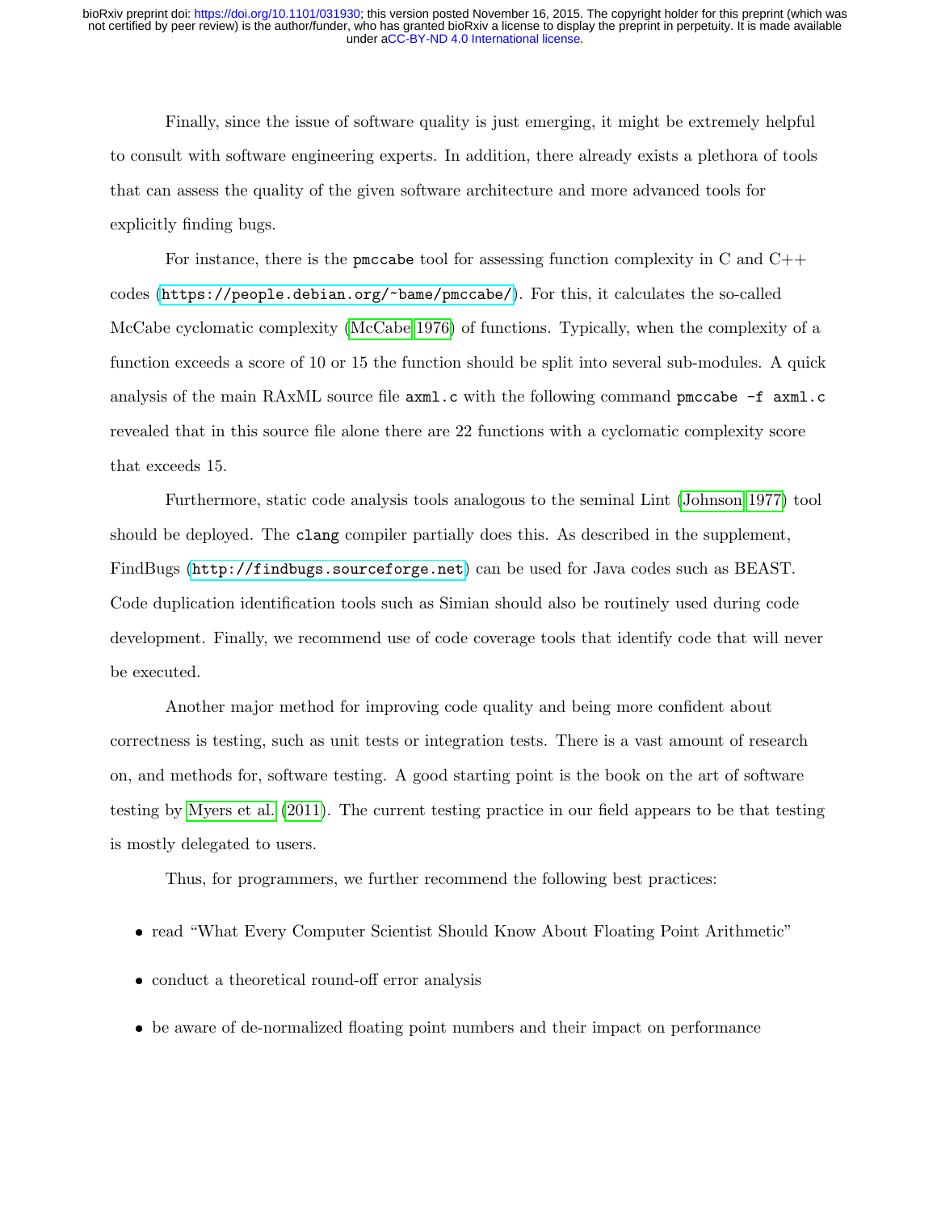Finally, since the issue of software quality is just emerging, it might be extremely helpful to consult with software engineering experts. In addition, there already exists a plethora of tools that can assess the quality of the given software architecture and more advanced tools for explicitly finding bugs.

For instance, there is the `pmccabe` tool for assessing function complexity in C and C++ codes (`https://people.debian.org/~bame/pmccabe/`). For this, it calculates the so-called McCabe cyclomatic complexity (McCabe 1976) of functions. Typically, when the complexity of a function exceeds a score of 10 or 15 the function should be split into several sub-modules. A quick analysis of the main RAxML source file `axml.c` with the following command `pmccabe -f axml.c` revealed that in this source file alone there are 22 functions with a cyclomatic complexity score that exceeds 15.

Furthermore, static code analysis tools analogous to the seminal Lint (Johnson 1977) tool should be deployed. The `clang` compiler partially does this. As described in the supplement, FindBugs (`http://findbugs.sourceforge.net`) can be used for Java codes such as BEAST. Code duplication identification tools such as Simian should also be routinely used during code development. Finally, we recommend use of code coverage tools that identify code that will never be executed.

Another major method for improving code quality and being more confident about correctness is testing, such as unit tests or integration tests. There is a vast amount of research on, and methods for, software testing. A good starting point is the book on the art of software testing by Myers et al. (2011). The current testing practice in our field appears to be that testing is mostly delegated to users.

Thus, for programmers, we further recommend the following best practices:

- read "What Every Computer Scientist Should Know About Floating Point Arithmetic"
- conduct a theoretical round-off error analysis
- be aware of de-normalized floating point numbers and their impact on performance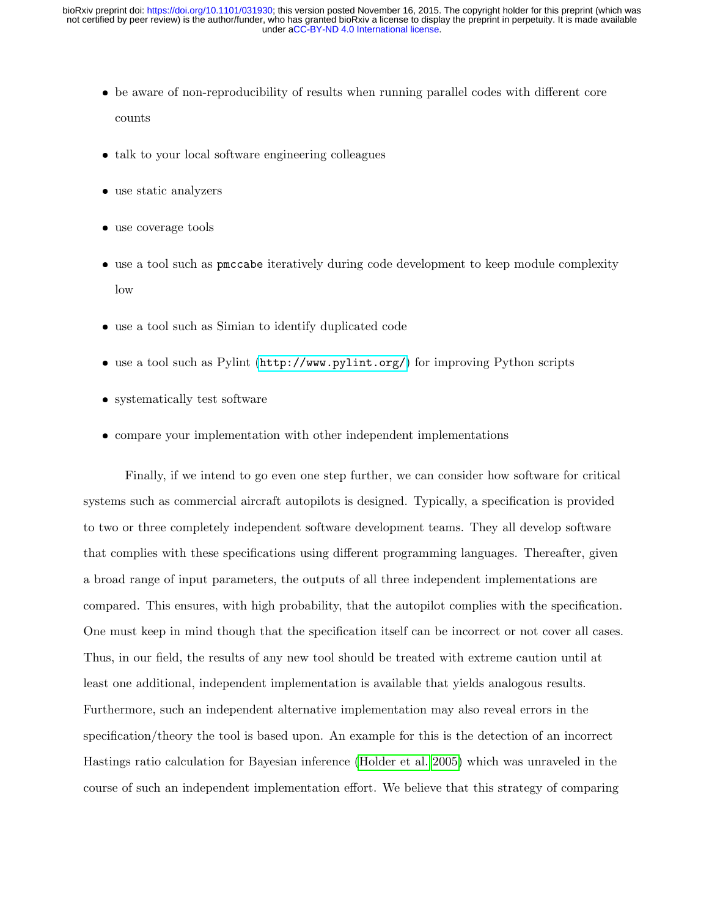- be aware of non-reproducibility of results when running parallel codes with different core counts
- talk to your local software engineering colleagues
- use static analyzers
- use coverage tools
- use a tool such as `pmccabe` iteratively during code development to keep module complexity low
- use a tool such as Simian to identify duplicated code
- use a tool such as Pylint (http://www.pylint.org/) for improving Python scripts
- systematically test software
- compare your implementation with other independent implementations

Finally, if we intend to go even one step further, we can consider how software for critical systems such as commercial aircraft autopilots is designed. Typically, a specification is provided to two or three completely independent software development teams. They all develop software that complies with these specifications using different programming languages. Thereafter, given a broad range of input parameters, the outputs of all three independent implementations are compared. This ensures, with high probability, that the autopilot complies with the specification. One must keep in mind though that the specification itself can be incorrect or not cover all cases. Thus, in our field, the results of any new tool should be treated with extreme caution until at least one additional, independent implementation is available that yields analogous results. Furthermore, such an independent alternative implementation may also reveal errors in the specification/theory the tool is based upon. An example for this is the detection of an incorrect Hastings ratio calculation for Bayesian inference (Holder et al. 2005) which was unraveled in the course of such an independent implementation effort. We believe that this strategy of comparing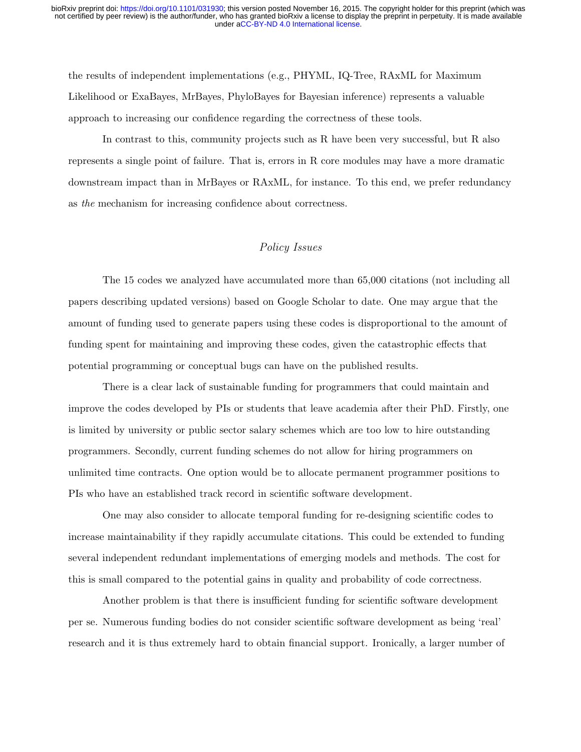the results of independent implementations (e.g., PHYML, IQ-Tree, RAxML for Maximum Likelihood or ExaBayes, MrBayes, PhyloBayes for Bayesian inference) represents a valuable approach to increasing our confidence regarding the correctness of these tools.

In contrast to this, community projects such as R have been very successful, but R also represents a single point of failure. That is, errors in R core modules may have a more dramatic downstream impact than in MrBayes or RAxML, for instance. To this end, we prefer redundancy as *the* mechanism for increasing confidence about correctness.

## *Policy Issues*

The 15 codes we analyzed have accumulated more than 65,000 citations (not including all papers describing updated versions) based on Google Scholar to date. One may argue that the amount of funding used to generate papers using these codes is disproportional to the amount of funding spent for maintaining and improving these codes, given the catastrophic effects that potential programming or conceptual bugs can have on the published results.

There is a clear lack of sustainable funding for programmers that could maintain and improve the codes developed by PIs or students that leave academia after their PhD. Firstly, one is limited by university or public sector salary schemes which are too low to hire outstanding programmers. Secondly, current funding schemes do not allow for hiring programmers on unlimited time contracts. One option would be to allocate permanent programmer positions to PIs who have an established track record in scientific software development.

One may also consider to allocate temporal funding for re-designing scientific codes to increase maintainability if they rapidly accumulate citations. This could be extended to funding several independent redundant implementations of emerging models and methods. The cost for this is small compared to the potential gains in quality and probability of code correctness.

Another problem is that there is insufficient funding for scientific software development per se. Numerous funding bodies do not consider scientific software development as being 'real' research and it is thus extremely hard to obtain financial support. Ironically, a larger number of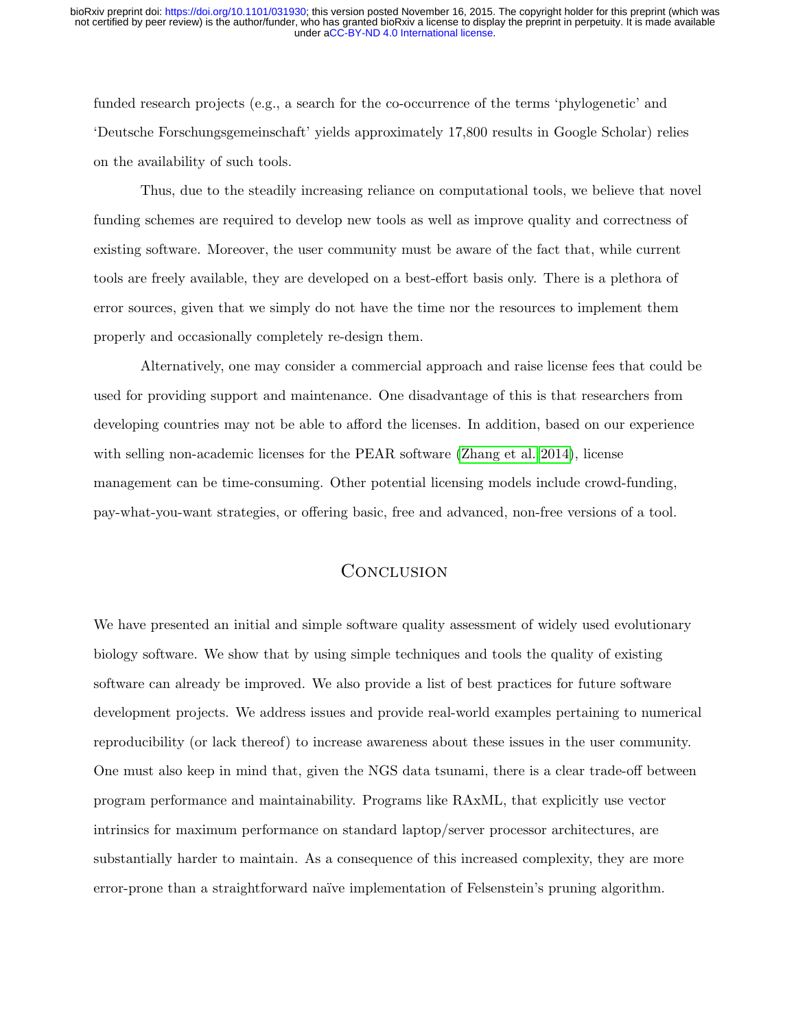funded research projects (e.g., a search for the co-occurrence of the terms 'phylogenetic' and 'Deutsche Forschungsgemeinschaft' yields approximately 17,800 results in Google Scholar) relies on the availability of such tools.

Thus, due to the steadily increasing reliance on computational tools, we believe that novel funding schemes are required to develop new tools as well as improve quality and correctness of existing software. Moreover, the user community must be aware of the fact that, while current tools are freely available, they are developed on a best-effort basis only. There is a plethora of error sources, given that we simply do not have the time nor the resources to implement them properly and occasionally completely re-design them.

Alternatively, one may consider a commercial approach and raise license fees that could be used for providing support and maintenance. One disadvantage of this is that researchers from developing countries may not be able to afford the licenses. In addition, based on our experience with selling non-academic licenses for the PEAR software (Zhang et al. 2014), license management can be time-consuming. Other potential licensing models include crowd-funding, pay-what-you-want strategies, or offering basic, free and advanced, non-free versions of a tool.

## Conclusion

We have presented an initial and simple software quality assessment of widely used evolutionary biology software. We show that by using simple techniques and tools the quality of existing software can already be improved. We also provide a list of best practices for future software development projects. We address issues and provide real-world examples pertaining to numerical reproducibility (or lack thereof) to increase awareness about these issues in the user community. One must also keep in mind that, given the NGS data tsunami, there is a clear trade-off between program performance and maintainability. Programs like RAxML, that explicitly use vector intrinsics for maximum performance on standard laptop/server processor architectures, are substantially harder to maintain. As a consequence of this increased complexity, they are more error-prone than a straightforward naïve implementation of Felsenstein's pruning algorithm.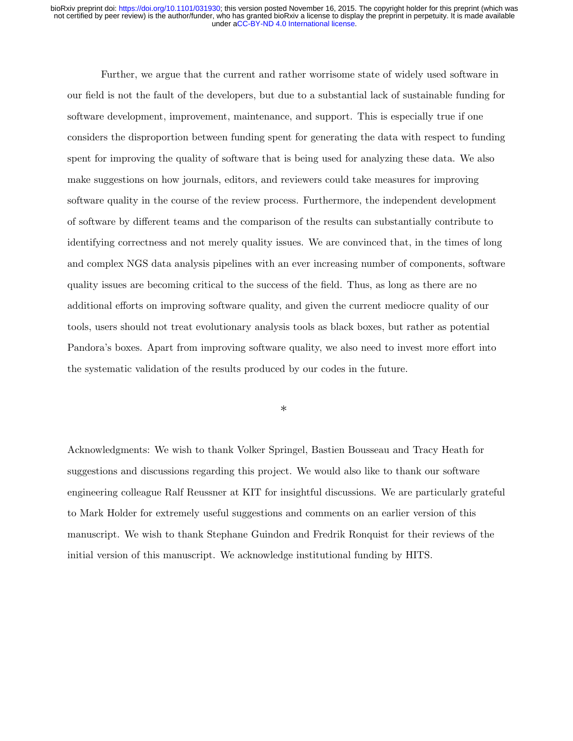Further, we argue that the current and rather worrisome state of widely used software in our field is not the fault of the developers, but due to a substantial lack of sustainable funding for software development, improvement, maintenance, and support. This is especially true if one considers the disproportion between funding spent for generating the data with respect to funding spent for improving the quality of software that is being used for analyzing these data. We also make suggestions on how journals, editors, and reviewers could take measures for improving software quality in the course of the review process. Furthermore, the independent development of software by different teams and the comparison of the results can substantially contribute to identifying correctness and not merely quality issues. We are convinced that, in the times of long and complex NGS data analysis pipelines with an ever increasing number of components, software quality issues are becoming critical to the success of the field. Thus, as long as there are no additional efforts on improving software quality, and given the current mediocre quality of our tools, users should not treat evolutionary analysis tools as black boxes, but rather as potential Pandora's boxes. Apart from improving software quality, we also need to invest more effort into the systematic validation of the results produced by our codes in the future.

*

Acknowledgments: We wish to thank Volker Springel, Bastien Bousseau and Tracy Heath for suggestions and discussions regarding this project. We would also like to thank our software engineering colleague Ralf Reussner at KIT for insightful discussions. We are particularly grateful to Mark Holder for extremely useful suggestions and comments on an earlier version of this manuscript. We wish to thank Stephane Guindon and Fredrik Ronquist for their reviews of the initial version of this manuscript. We acknowledge institutional funding by HITS.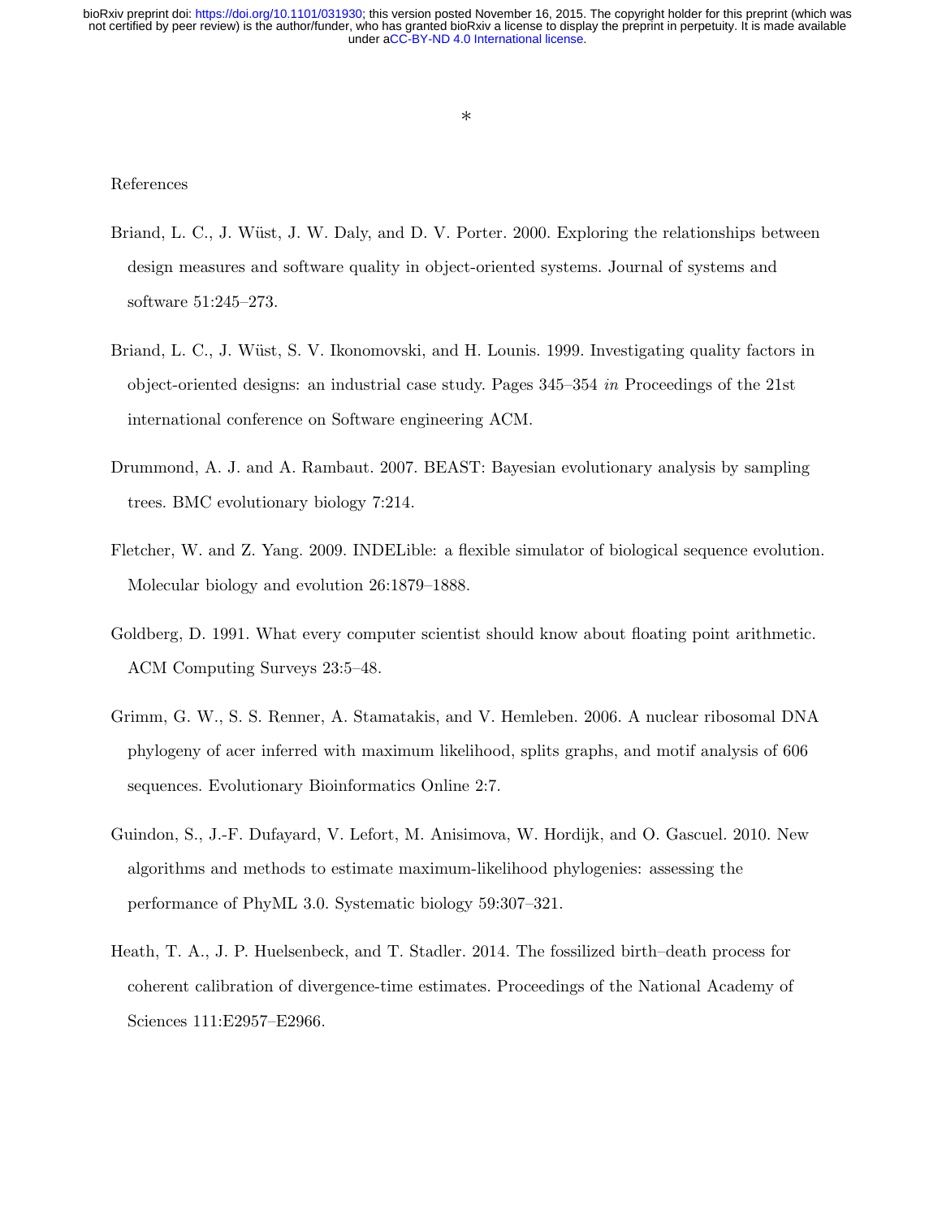*

References

Briand, L. C., J. Wüst, J. W. Daly, and D. V. Porter. 2000. Exploring the relationships between design measures and software quality in object-oriented systems. Journal of systems and software 51:245–273.

Briand, L. C., J. Wüst, S. V. Ikonomovski, and H. Lounis. 1999. Investigating quality factors in object-oriented designs: an industrial case study. Pages 345–354 *in* Proceedings of the 21st international conference on Software engineering ACM.

Drummond, A. J. and A. Rambaut. 2007. BEAST: Bayesian evolutionary analysis by sampling trees. BMC evolutionary biology 7:214.

Fletcher, W. and Z. Yang. 2009. INDELible: a flexible simulator of biological sequence evolution. Molecular biology and evolution 26:1879–1888.

Goldberg, D. 1991. What every computer scientist should know about floating point arithmetic. ACM Computing Surveys 23:5–48.

Grimm, G. W., S. S. Renner, A. Stamatakis, and V. Hemleben. 2006. A nuclear ribosomal DNA phylogeny of acer inferred with maximum likelihood, splits graphs, and motif analysis of 606 sequences. Evolutionary Bioinformatics Online 2:7.

Guindon, S., J.-F. Dufayard, V. Lefort, M. Anisimova, W. Hordijk, and O. Gascuel. 2010. New algorithms and methods to estimate maximum-likelihood phylogenies: assessing the performance of PhyML 3.0. Systematic biology 59:307–321.

Heath, T. A., J. P. Huelsenbeck, and T. Stadler. 2014. The fossilized birth–death process for coherent calibration of divergence-time estimates. Proceedings of the National Academy of Sciences 111:E2957–E2966.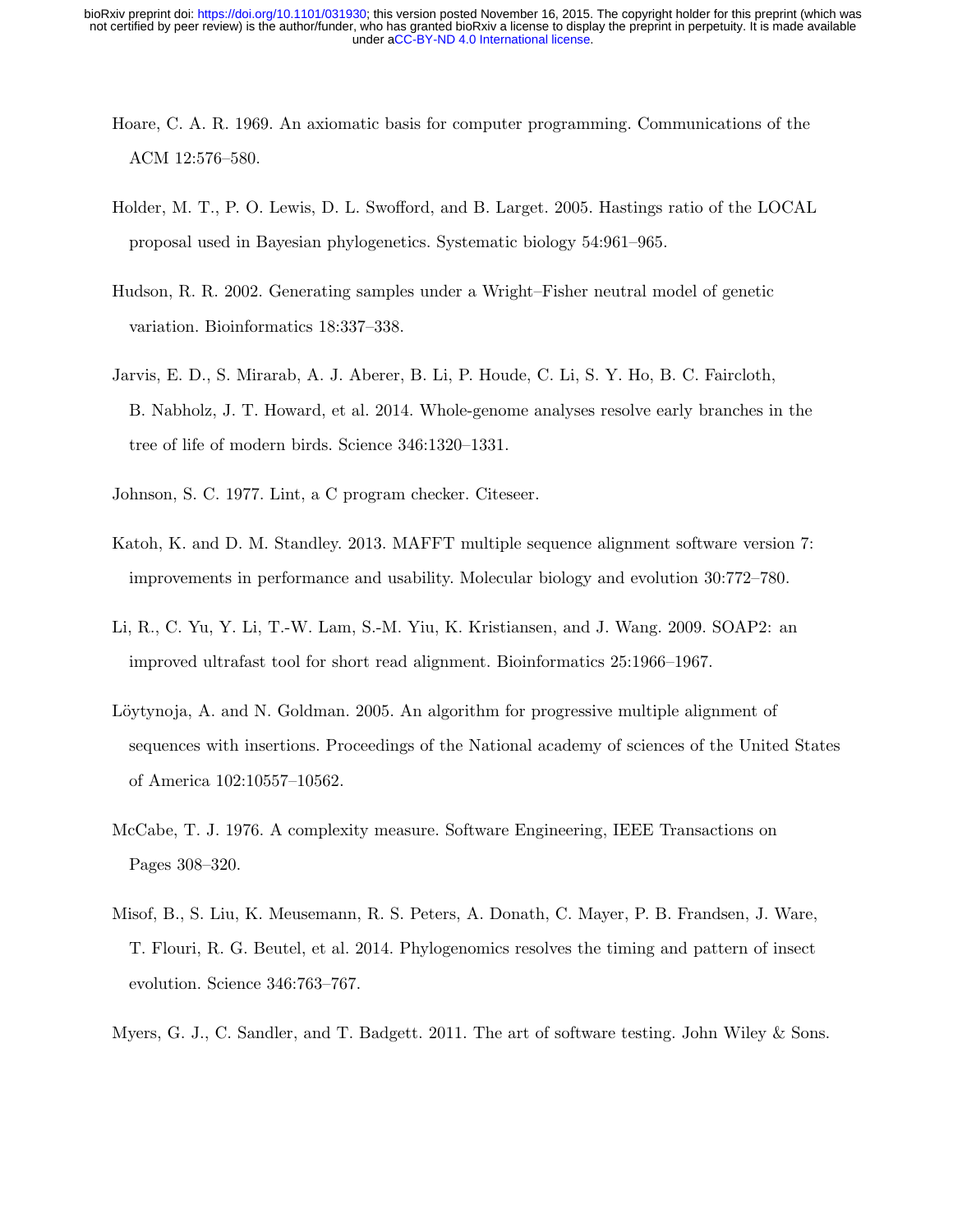Hoare, C. A. R. 1969. An axiomatic basis for computer programming. Communications of the ACM 12:576–580.

Holder, M. T., P. O. Lewis, D. L. Swofford, and B. Larget. 2005. Hastings ratio of the LOCAL proposal used in Bayesian phylogenetics. Systematic biology 54:961–965.

Hudson, R. R. 2002. Generating samples under a Wright–Fisher neutral model of genetic variation. Bioinformatics 18:337–338.

Jarvis, E. D., S. Mirarab, A. J. Aberer, B. Li, P. Houde, C. Li, S. Y. Ho, B. C. Faircloth, B. Nabholz, J. T. Howard, et al. 2014. Whole-genome analyses resolve early branches in the tree of life of modern birds. Science 346:1320–1331.

Johnson, S. C. 1977. Lint, a C program checker. Citeseer.

Katoh, K. and D. M. Standley. 2013. MAFFT multiple sequence alignment software version 7: improvements in performance and usability. Molecular biology and evolution 30:772–780.

Li, R., C. Yu, Y. Li, T.-W. Lam, S.-M. Yiu, K. Kristiansen, and J. Wang. 2009. SOAP2: an improved ultrafast tool for short read alignment. Bioinformatics 25:1966–1967.

Löytynoja, A. and N. Goldman. 2005. An algorithm for progressive multiple alignment of sequences with insertions. Proceedings of the National academy of sciences of the United States of America 102:10557–10562.

McCabe, T. J. 1976. A complexity measure. Software Engineering, IEEE Transactions on Pages 308–320.

Misof, B., S. Liu, K. Meusemann, R. S. Peters, A. Donath, C. Mayer, P. B. Frandsen, J. Ware, T. Flouri, R. G. Beutel, et al. 2014. Phylogenomics resolves the timing and pattern of insect evolution. Science 346:763–767.

Myers, G. J., C. Sandler, and T. Badgett. 2011. The art of software testing. John Wiley & Sons.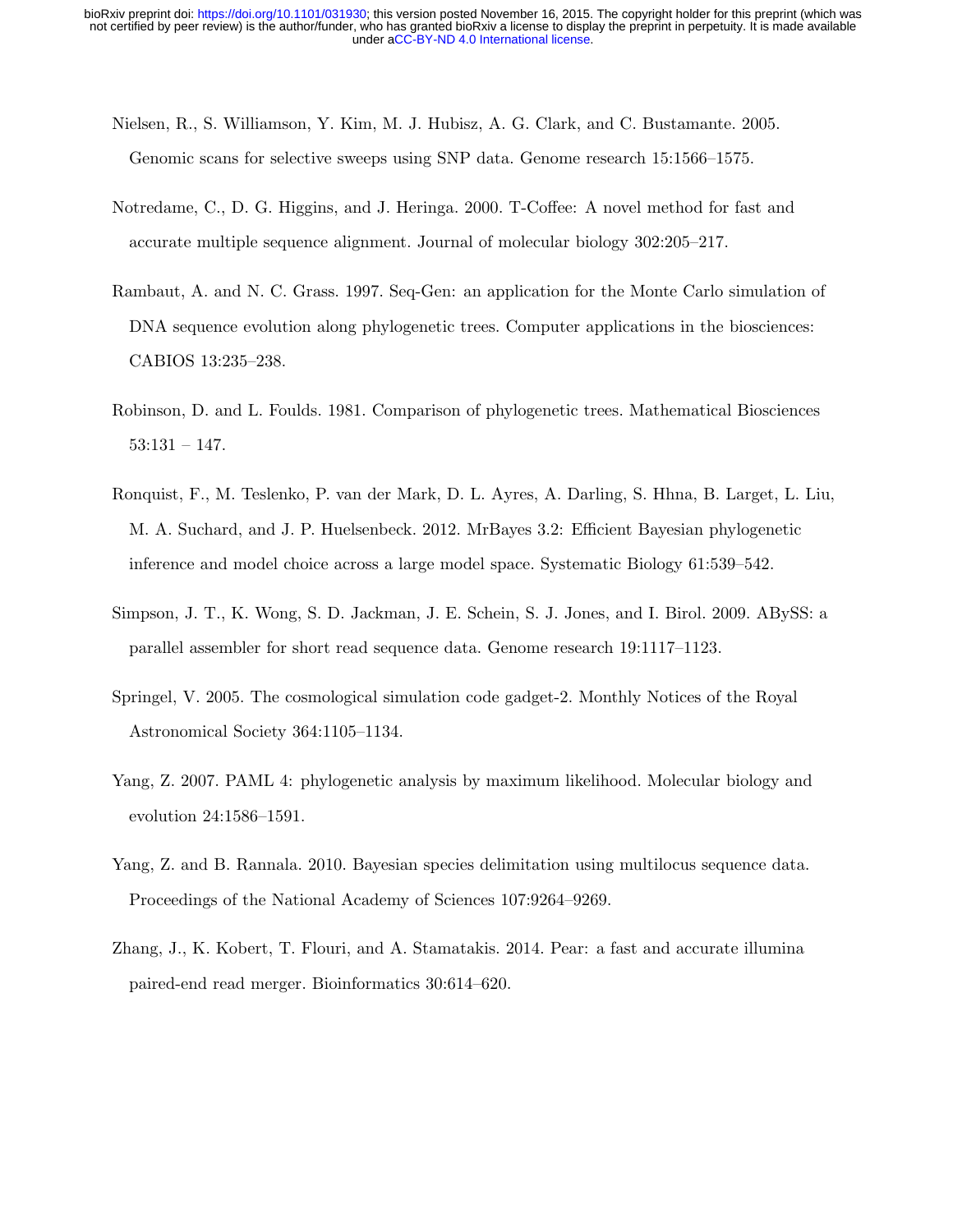Nielsen, R., S. Williamson, Y. Kim, M. J. Hubisz, A. G. Clark, and C. Bustamante. 2005. Genomic scans for selective sweeps using SNP data. Genome research 15:1566–1575.

Notredame, C., D. G. Higgins, and J. Heringa. 2000. T-Coffee: A novel method for fast and accurate multiple sequence alignment. Journal of molecular biology 302:205–217.

Rambaut, A. and N. C. Grass. 1997. Seq-Gen: an application for the Monte Carlo simulation of DNA sequence evolution along phylogenetic trees. Computer applications in the biosciences: CABIOS 13:235–238.

Robinson, D. and L. Foulds. 1981. Comparison of phylogenetic trees. Mathematical Biosciences 53:131 – 147.

Ronquist, F., M. Teslenko, P. van der Mark, D. L. Ayres, A. Darling, S. Hhna, B. Larget, L. Liu, M. A. Suchard, and J. P. Huelsenbeck. 2012. MrBayes 3.2: Efficient Bayesian phylogenetic inference and model choice across a large model space. Systematic Biology 61:539–542.

Simpson, J. T., K. Wong, S. D. Jackman, J. E. Schein, S. J. Jones, and I. Birol. 2009. ABySS: a parallel assembler for short read sequence data. Genome research 19:1117–1123.

Springel, V. 2005. The cosmological simulation code gadget-2. Monthly Notices of the Royal Astronomical Society 364:1105–1134.

Yang, Z. 2007. PAML 4: phylogenetic analysis by maximum likelihood. Molecular biology and evolution 24:1586–1591.

Yang, Z. and B. Rannala. 2010. Bayesian species delimitation using multilocus sequence data. Proceedings of the National Academy of Sciences 107:9264–9269.

Zhang, J., K. Kobert, T. Flouri, and A. Stamatakis. 2014. Pear: a fast and accurate illumina paired-end read merger. Bioinformatics 30:614–620.